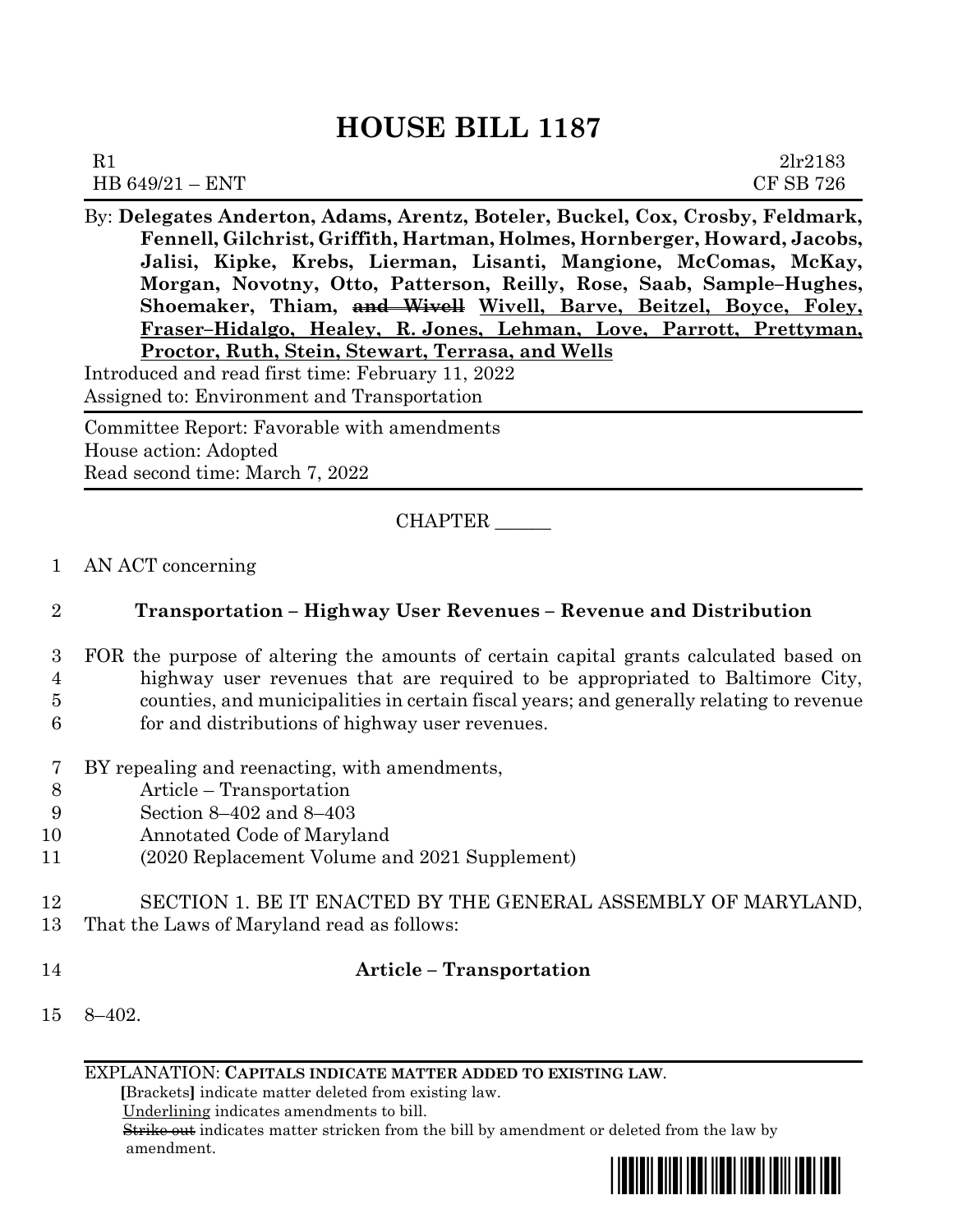# HOUSE BILL 1187

R1 2lr2183
HB 649/21 – ENT CF SB 726

By: **Delegates Anderton, Adams, Arentz, Boteler, Buckel, Cox, Crosby, Feldmark, Fennell, Gilchrist, Griffith, Hartman, Holmes, Hornberger, Howard, Jacobs, Jalisi, Kipke, Krebs, Lierman, Lisanti, Mangione, McComas, McKay, Morgan, Novotny, Otto, Patterson, Reilly, Rose, Saab, Sample–Hughes, Shoemaker, Thiam, ~~and Wivell~~ <u>Wivell, Barve, Beitzel, Boyce, Foley, Fraser–Hidalgo, Healey, R. Jones, Lehman, Love, Parrott, Prettyman, Proctor, Ruth, Stein, Stewart, Terrasa, and Wells</u>**

Introduced and read first time: February 11, 2022
Assigned to: Environment and Transportation

Committee Report: Favorable with amendments
House action: Adopted
Read second time: March 7, 2022

CHAPTER ______

1 AN ACT concerning

2 **Transportation – Highway User Revenues – Revenue and Distribution**

3 FOR the purpose of altering the amounts of certain capital grants calculated based on
4 highway user revenues that are required to be appropriated to Baltimore City,
5 counties, and municipalities in certain fiscal years; and generally relating to revenue
6 for and distributions of highway user revenues.

7 BY repealing and reenacting, with amendments,
8 Article – Transportation
9 Section 8–402 and 8–403
10 Annotated Code of Maryland
11 (2020 Replacement Volume and 2021 Supplement)

12 SECTION 1. BE IT ENACTED BY THE GENERAL ASSEMBLY OF MARYLAND,
13 That the Laws of Maryland read as follows:

14 **Article – Transportation**

15 8–402.

EXPLANATION: **CAPITALS INDICATE MATTER ADDED TO EXISTING LAW.**
**[**Brackets**]** indicate matter deleted from existing law.
<u>Underlining</u> indicates amendments to bill.
~~Strike out~~ indicates matter stricken from the bill by amendment or deleted from the law by amendment.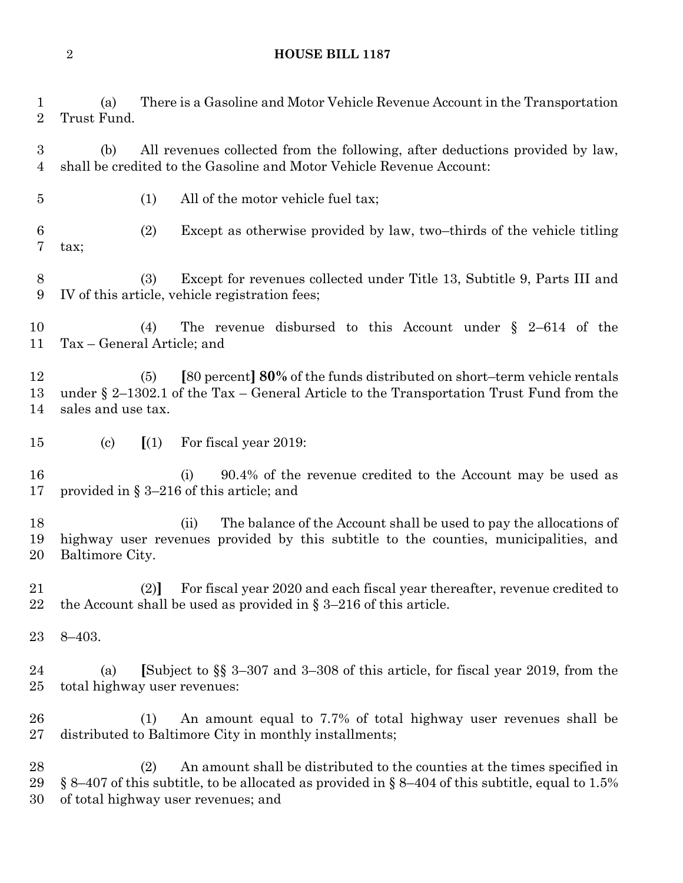(a) There is a Gasoline and Motor Vehicle Revenue Account in the Transportation Trust Fund.

(b) All revenues collected from the following, after deductions provided by law, shall be credited to the Gasoline and Motor Vehicle Revenue Account:

(1) All of the motor vehicle fuel tax;

(2) Except as otherwise provided by law, two–thirds of the vehicle titling tax;

(3) Except for revenues collected under Title 13, Subtitle 9, Parts III and IV of this article, vehicle registration fees;

(4) The revenue disbursed to this Account under § 2–614 of the Tax – General Article; and

(5) **[**80 percent**]** **80%** of the funds distributed on short–term vehicle rentals under § 2–1302.1 of the Tax – General Article to the Transportation Trust Fund from the sales and use tax.

(c) **[**(1) For fiscal year 2019:

(i) 90.4% of the revenue credited to the Account may be used as provided in § 3–216 of this article; and

(ii) The balance of the Account shall be used to pay the allocations of highway user revenues provided by this subtitle to the counties, municipalities, and Baltimore City.

(2)**]** For fiscal year 2020 and each fiscal year thereafter, revenue credited to the Account shall be used as provided in § 3–216 of this article.

8–403.

(a) **[**Subject to §§ 3–307 and 3–308 of this article, for fiscal year 2019, from the total highway user revenues:

(1) An amount equal to 7.7% of total highway user revenues shall be distributed to Baltimore City in monthly installments;

(2) An amount shall be distributed to the counties at the times specified in § 8–407 of this subtitle, to be allocated as provided in § 8–404 of this subtitle, equal to 1.5% of total highway user revenues; and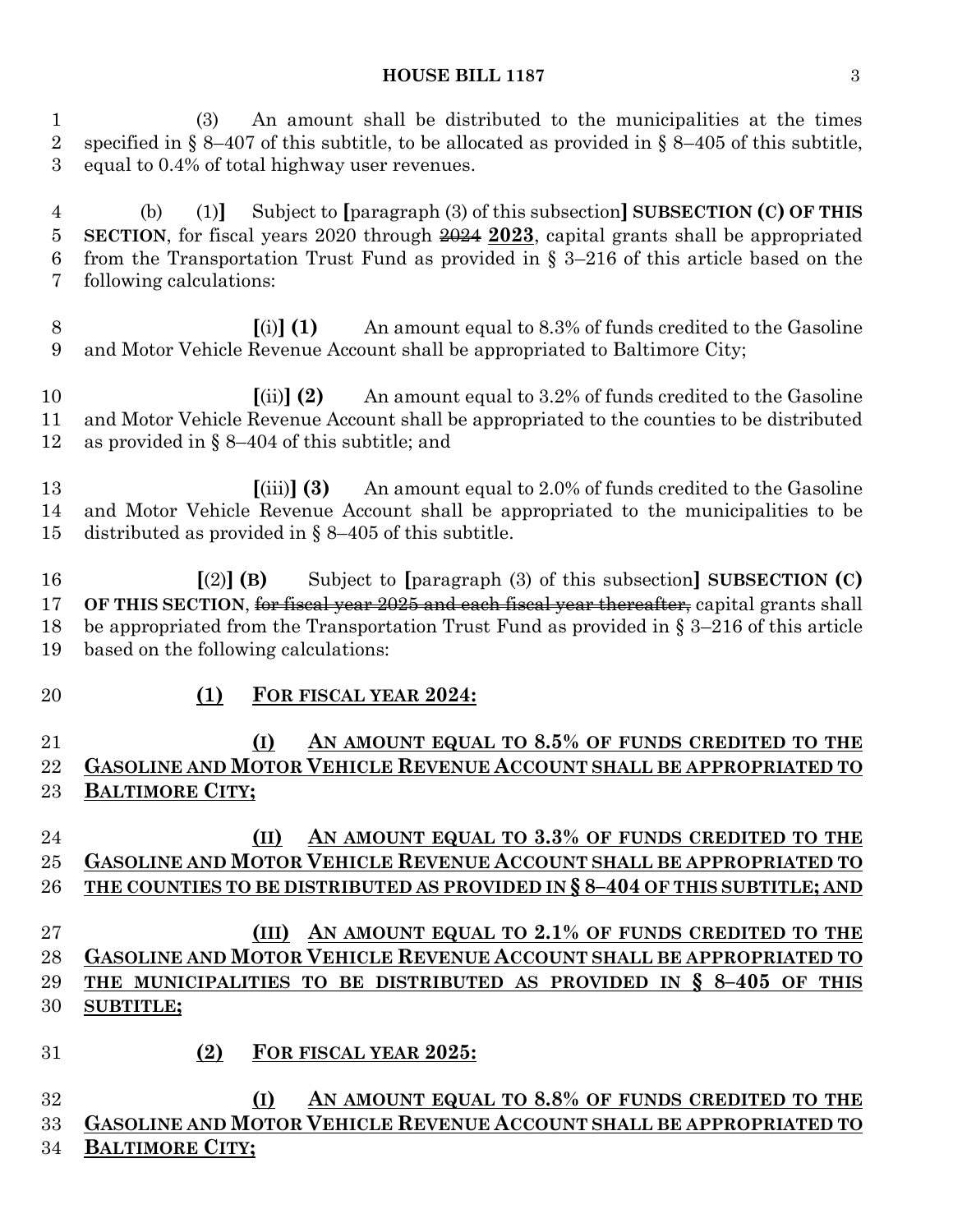(3) An amount shall be distributed to the municipalities at the times specified in § 8–407 of this subtitle, to be allocated as provided in § 8–405 of this subtitle, equal to 0.4% of total highway user revenues.

(b) (1)**]** Subject to **[**paragraph (3) of this subsection**] SUBSECTION (C) OF THIS SECTION**, for fiscal years 2020 through ~~2024~~ **2023**, capital grants shall be appropriated from the Transportation Trust Fund as provided in § 3–216 of this article based on the following calculations:

**[**(i)**] (1)** An amount equal to 8.3% of funds credited to the Gasoline and Motor Vehicle Revenue Account shall be appropriated to Baltimore City;

**[**(ii)**] (2)** An amount equal to 3.2% of funds credited to the Gasoline and Motor Vehicle Revenue Account shall be appropriated to the counties to be distributed as provided in § 8–404 of this subtitle; and

**[**(iii)**] (3)** An amount equal to 2.0% of funds credited to the Gasoline and Motor Vehicle Revenue Account shall be appropriated to the municipalities to be distributed as provided in § 8–405 of this subtitle.

**[**(2)**] (B)** Subject to **[**paragraph (3) of this subsection**] SUBSECTION (C) OF THIS SECTION**, ~~for fiscal year 2025 and each fiscal year thereafter,~~ capital grants shall be appropriated from the Transportation Trust Fund as provided in § 3–216 of this article based on the following calculations:

<u>**(1) FOR FISCAL YEAR 2024:**</u>

<u>**(I) AN AMOUNT EQUAL TO 8.5% OF FUNDS CREDITED TO THE GASOLINE AND MOTOR VEHICLE REVENUE ACCOUNT SHALL BE APPROPRIATED TO BALTIMORE CITY;**</u>

<u>**(II) AN AMOUNT EQUAL TO 3.3% OF FUNDS CREDITED TO THE GASOLINE AND MOTOR VEHICLE REVENUE ACCOUNT SHALL BE APPROPRIATED TO THE COUNTIES TO BE DISTRIBUTED AS PROVIDED IN § 8–404 OF THIS SUBTITLE; AND**</u>

<u>**(III) AN AMOUNT EQUAL TO 2.1% OF FUNDS CREDITED TO THE GASOLINE AND MOTOR VEHICLE REVENUE ACCOUNT SHALL BE APPROPRIATED TO THE MUNICIPALITIES TO BE DISTRIBUTED AS PROVIDED IN § 8–405 OF THIS SUBTITLE;**</u>

<u>**(2) FOR FISCAL YEAR 2025:**</u>

<u>**(I) AN AMOUNT EQUAL TO 8.8% OF FUNDS CREDITED TO THE GASOLINE AND MOTOR VEHICLE REVENUE ACCOUNT SHALL BE APPROPRIATED TO BALTIMORE CITY;**</u>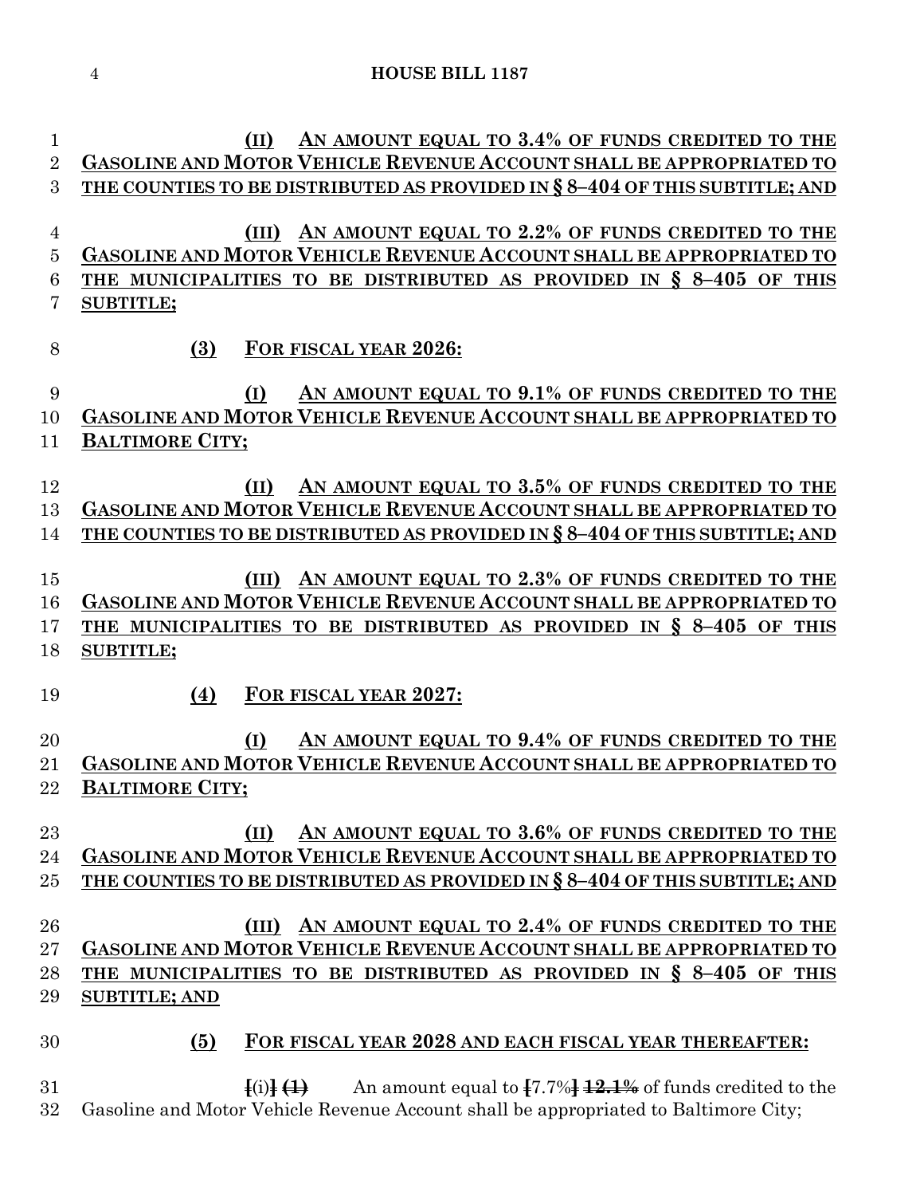(II) AN AMOUNT EQUAL TO 3.4% OF FUNDS CREDITED TO THE GASOLINE AND MOTOR VEHICLE REVENUE ACCOUNT SHALL BE APPROPRIATED TO THE COUNTIES TO BE DISTRIBUTED AS PROVIDED IN § 8–404 OF THIS SUBTITLE; AND

(III) AN AMOUNT EQUAL TO 2.2% OF FUNDS CREDITED TO THE GASOLINE AND MOTOR VEHICLE REVENUE ACCOUNT SHALL BE APPROPRIATED TO THE MUNICIPALITIES TO BE DISTRIBUTED AS PROVIDED IN § 8–405 OF THIS SUBTITLE;

(3) FOR FISCAL YEAR 2026:

(I) AN AMOUNT EQUAL TO 9.1% OF FUNDS CREDITED TO THE GASOLINE AND MOTOR VEHICLE REVENUE ACCOUNT SHALL BE APPROPRIATED TO BALTIMORE CITY;

(II) AN AMOUNT EQUAL TO 3.5% OF FUNDS CREDITED TO THE GASOLINE AND MOTOR VEHICLE REVENUE ACCOUNT SHALL BE APPROPRIATED TO THE COUNTIES TO BE DISTRIBUTED AS PROVIDED IN § 8–404 OF THIS SUBTITLE; AND

(III) AN AMOUNT EQUAL TO 2.3% OF FUNDS CREDITED TO THE GASOLINE AND MOTOR VEHICLE REVENUE ACCOUNT SHALL BE APPROPRIATED TO THE MUNICIPALITIES TO BE DISTRIBUTED AS PROVIDED IN § 8–405 OF THIS SUBTITLE;

(4) FOR FISCAL YEAR 2027:

(I) AN AMOUNT EQUAL TO 9.4% OF FUNDS CREDITED TO THE GASOLINE AND MOTOR VEHICLE REVENUE ACCOUNT SHALL BE APPROPRIATED TO BALTIMORE CITY;

(II) AN AMOUNT EQUAL TO 3.6% OF FUNDS CREDITED TO THE GASOLINE AND MOTOR VEHICLE REVENUE ACCOUNT SHALL BE APPROPRIATED TO THE COUNTIES TO BE DISTRIBUTED AS PROVIDED IN § 8–404 OF THIS SUBTITLE; AND

(III) AN AMOUNT EQUAL TO 2.4% OF FUNDS CREDITED TO THE GASOLINE AND MOTOR VEHICLE REVENUE ACCOUNT SHALL BE APPROPRIATED TO THE MUNICIPALITIES TO BE DISTRIBUTED AS PROVIDED IN § 8–405 OF THIS SUBTITLE; AND

(5) FOR FISCAL YEAR 2028 AND EACH FISCAL YEAR THEREAFTER:

[(i)] ~~(1)~~ An amount equal to [7.7%] ~~12.1%~~ of funds credited to the Gasoline and Motor Vehicle Revenue Account shall be appropriated to Baltimore City;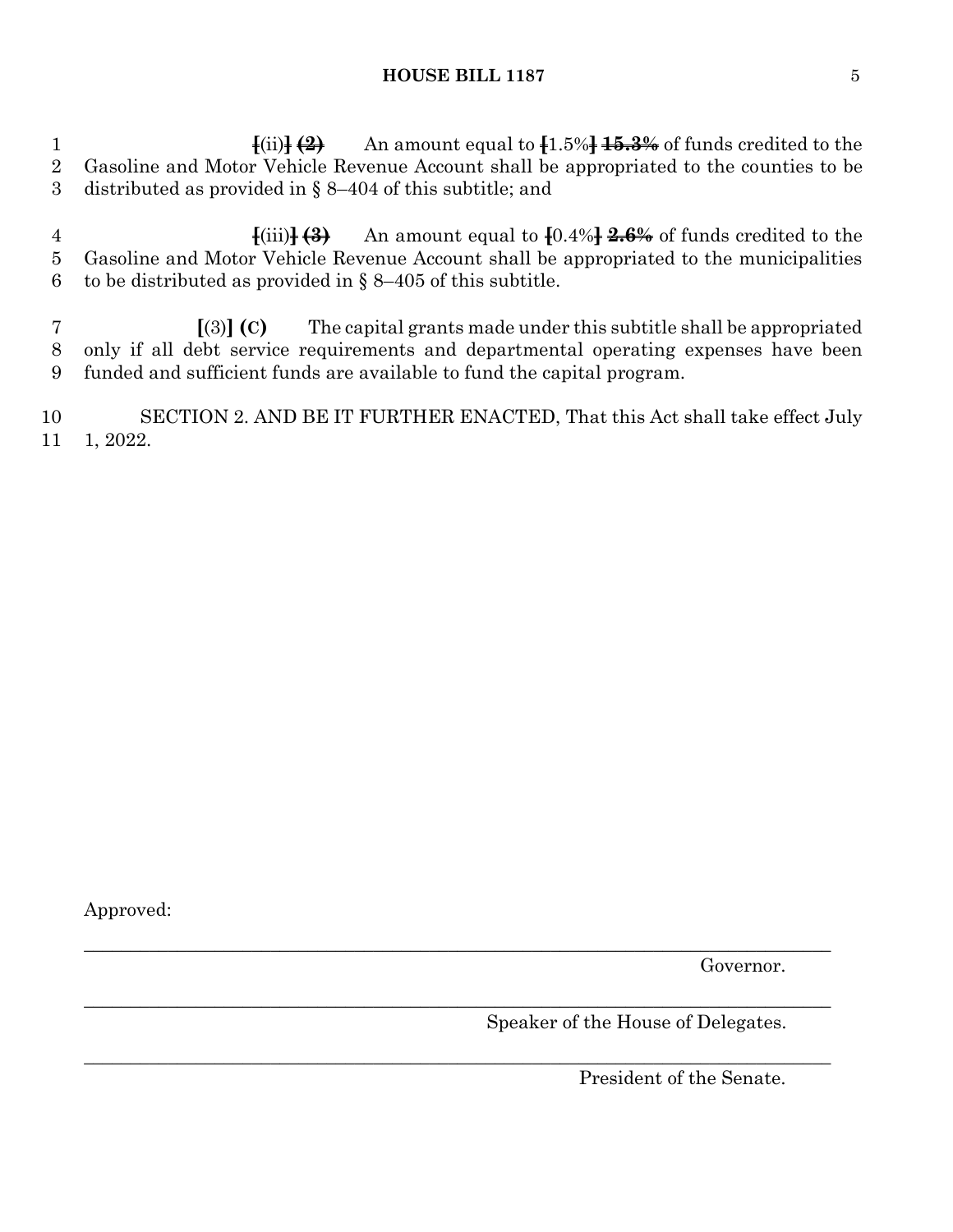[(ii)] (2) An amount equal to [1.5%] 15.3% of funds credited to the Gasoline and Motor Vehicle Revenue Account shall be appropriated to the counties to be distributed as provided in § 8–404 of this subtitle; and

[(iii)] (3) An amount equal to [0.4%] 2.6% of funds credited to the Gasoline and Motor Vehicle Revenue Account shall be appropriated to the municipalities to be distributed as provided in § 8–405 of this subtitle.

**[**(3)**] (C)** The capital grants made under this subtitle shall be appropriated only if all debt service requirements and departmental operating expenses have been funded and sufficient funds are available to fund the capital program.

SECTION 2. AND BE IT FURTHER ENACTED, That this Act shall take effect July 1, 2022.

Approved:

\_\_\_\_\_\_\_\_\_\_\_\_\_\_\_\_\_\_\_\_\_\_\_\_\_\_\_\_\_\_\_\_\_\_\_\_\_\_\_\_\_\_\_\_\_\_\_\_\_\_\_\_\_\_\_\_\_\_\_\_\_\_\_\_\_\_\_\_\_\_\_\_\_\_\_\_\_\_

Governor.

\_\_\_\_\_\_\_\_\_\_\_\_\_\_\_\_\_\_\_\_\_\_\_\_\_\_\_\_\_\_\_\_\_\_\_\_\_\_\_\_\_\_\_\_\_\_\_\_\_\_\_\_\_\_\_\_\_\_\_\_\_\_\_\_\_\_\_\_\_\_\_\_\_\_\_\_\_\_

Speaker of the House of Delegates.

\_\_\_\_\_\_\_\_\_\_\_\_\_\_\_\_\_\_\_\_\_\_\_\_\_\_\_\_\_\_\_\_\_\_\_\_\_\_\_\_\_\_\_\_\_\_\_\_\_\_\_\_\_\_\_\_\_\_\_\_\_\_\_\_\_\_\_\_\_\_\_\_\_\_\_\_\_\_

President of the Senate.